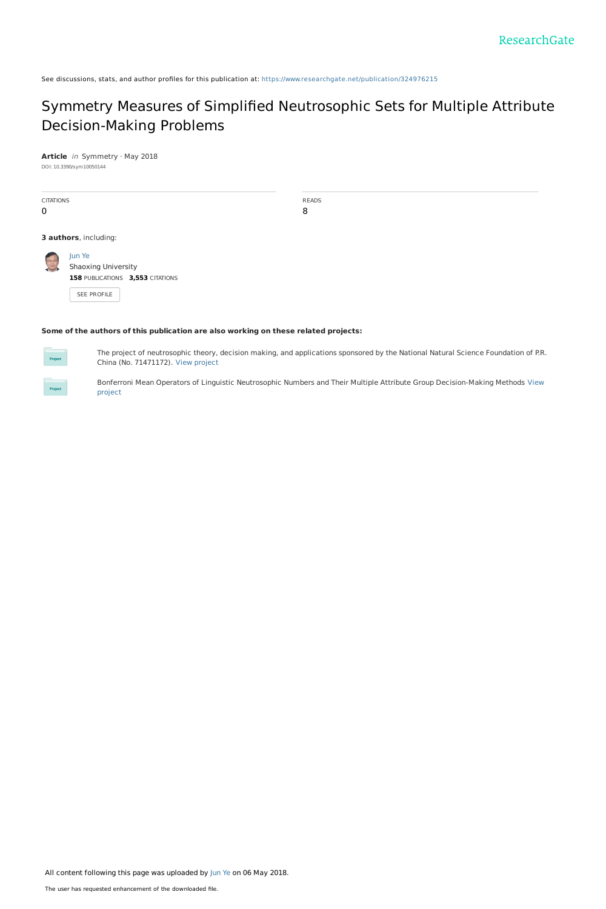See discussions, stats, and author profiles for this publication at: https://www.researchgate.net/publication/324976215

# Symmetry Measures of Simplified Neutrosophic Sets for Multiple Attribute Decision-Making Problems

**Article** *in* Symmetry · May 2018

DOI: 10.3390/sym10050144

| CITATIONS | READS |
| --- | --- |
| 0 | 8 |

**3 authors**, including:

Jun Ye
Shaoxing University
**158** PUBLICATIONS **3,553** CITATIONS

SEE PROFILE

**Some of the authors of this publication are also working on these related projects:**

The project of neutrosophic theory, decision making, and applications sponsored by the National Natural Science Foundation of P.R. China (No. 71471172). View project

Bonferroni Mean Operators of Linguistic Neutrosophic Numbers and Their Multiple Attribute Group Decision-Making Methods View project

All content following this page was uploaded by Jun Ye on 06 May 2018.

The user has requested enhancement of the downloaded file.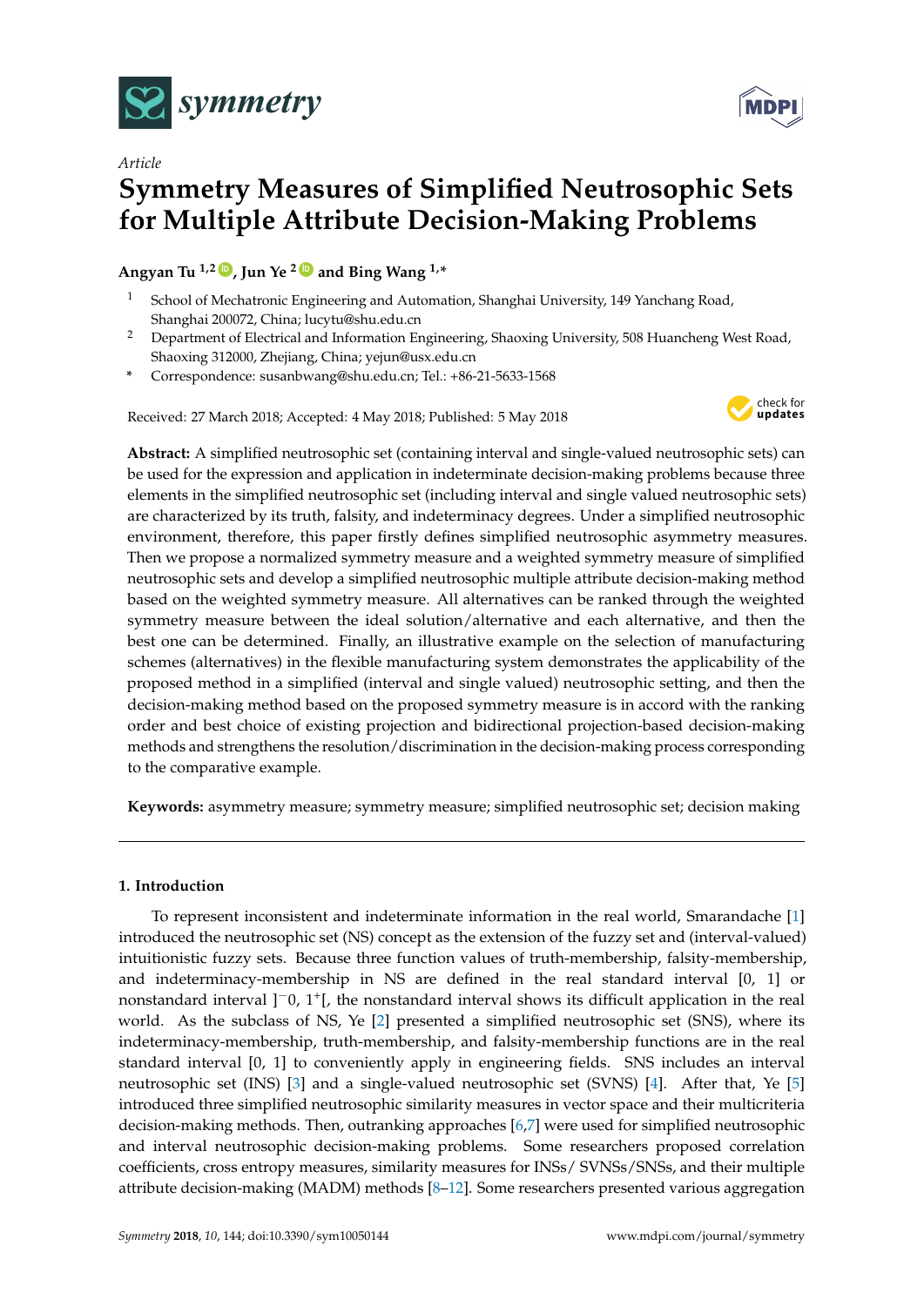Article

# Symmetry Measures of Simplified Neutrosophic Sets for Multiple Attribute Decision-Making Problems

**Angyan Tu** [1,2], **Jun Ye** [2] **and Bing Wang** [1,*]

[1] School of Mechatronic Engineering and Automation, Shanghai University, 149 Yanchang Road, Shanghai 200072, China; lucytu@shu.edu.cn

[2] Department of Electrical and Information Engineering, Shaoxing University, 508 Huancheng West Road, Shaoxing 312000, Zhejiang, China; yejun@usx.edu.cn

\* Correspondence: susanbwang@shu.edu.cn; Tel.: +86-21-5633-1568

Received: 27 March 2018; Accepted: 4 May 2018; Published: 5 May 2018

**Abstract:** A simplified neutrosophic set (containing interval and single-valued neutrosophic sets) can be used for the expression and application in indeterminate decision-making problems because three elements in the simplified neutrosophic set (including interval and single valued neutrosophic sets) are characterized by its truth, falsity, and indeterminacy degrees. Under a simplified neutrosophic environment, therefore, this paper firstly defines simplified neutrosophic asymmetry measures. Then we propose a normalized symmetry measure and a weighted symmetry measure of simplified neutrosophic sets and develop a simplified neutrosophic multiple attribute decision-making method based on the weighted symmetry measure. All alternatives can be ranked through the weighted symmetry measure between the ideal solution/alternative and each alternative, and then the best one can be determined. Finally, an illustrative example on the selection of manufacturing schemes (alternatives) in the flexible manufacturing system demonstrates the applicability of the proposed method in a simplified (interval and single valued) neutrosophic setting, and then the decision-making method based on the proposed symmetry measure is in accord with the ranking order and best choice of existing projection and bidirectional projection-based decision-making methods and strengthens the resolution/discrimination in the decision-making process corresponding to the comparative example.

**Keywords:** asymmetry measure; symmetry measure; simplified neutrosophic set; decision making

## 1. Introduction

To represent inconsistent and indeterminate information in the real world, Smarandache [1] introduced the neutrosophic set (NS) concept as the extension of the fuzzy set and (interval-valued) intuitionistic fuzzy sets. Because three function values of truth-membership, falsity-membership, and indeterminacy-membership in NS are defined in the real standard interval [0, 1] or nonstandard interval $]^{-}0, 1^{+}[$, the nonstandard interval shows its difficult application in the real world. As the subclass of NS, Ye [2] presented a simplified neutrosophic set (SNS), where its indeterminacy-membership, truth-membership, and falsity-membership functions are in the real standard interval [0, 1] to conveniently apply in engineering fields. SNS includes an interval neutrosophic set (INS) [3] and a single-valued neutrosophic set (SVNS) [4]. After that, Ye [5] introduced three simplified neutrosophic similarity measures in vector space and their multicriteria decision-making methods. Then, outranking approaches [6,7] were used for simplified neutrosophic and interval neutrosophic decision-making problems. Some researchers proposed correlation coefficients, cross entropy measures, similarity measures for INSs/ SVNSs/SNSs, and their multiple attribute decision-making (MADM) methods [8–12]. Some researchers presented various aggregation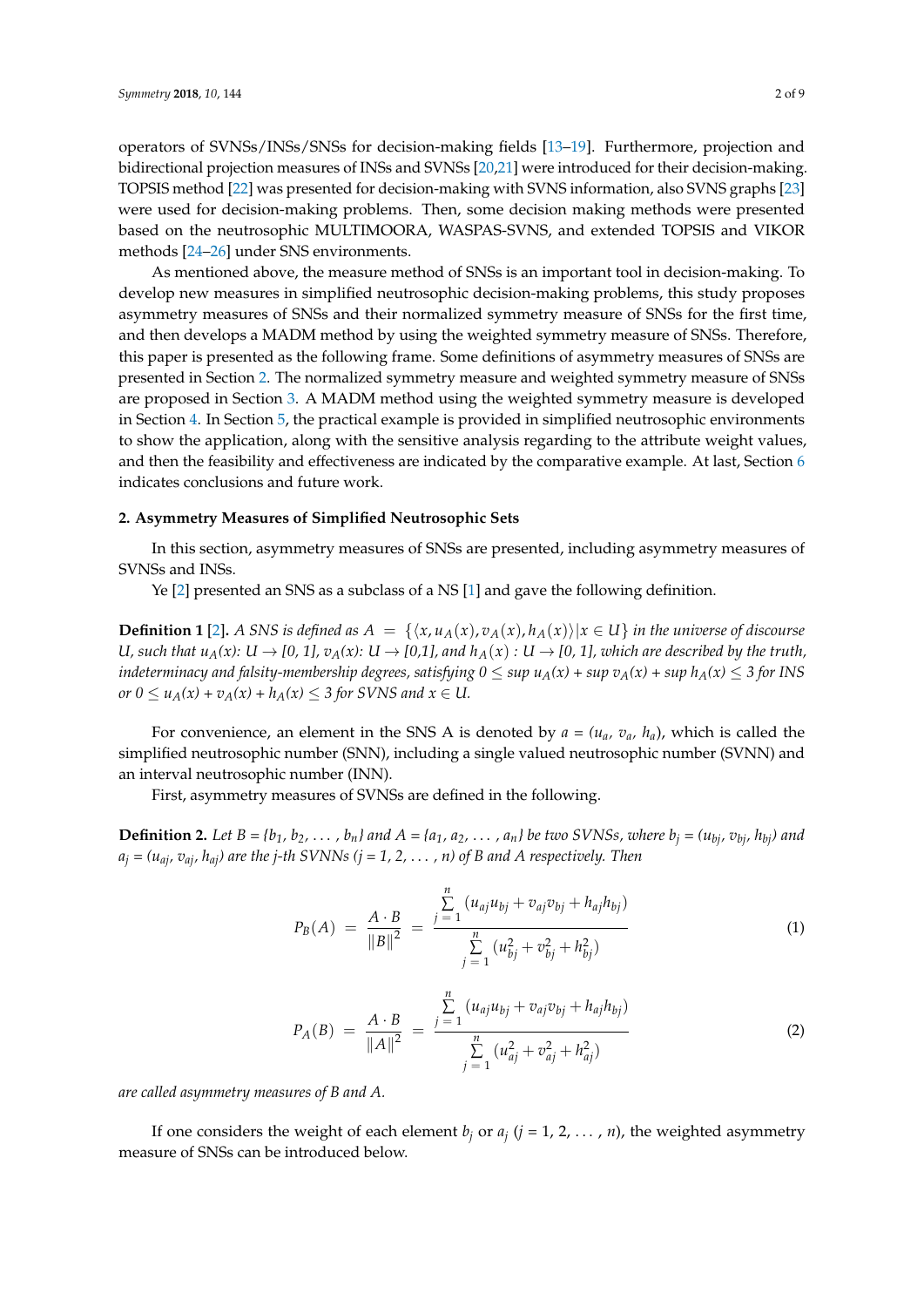operators of SVNSs/INSs/SNSs for decision-making fields [13–19]. Furthermore, projection and bidirectional projection measures of INSs and SVNSs [20,21] were introduced for their decision-making. TOPSIS method [22] was presented for decision-making with SVNS information, also SVNS graphs [23] were used for decision-making problems. Then, some decision making methods were presented based on the neutrosophic MULTIMOORA, WASPAS-SVNS, and extended TOPSIS and VIKOR methods [24–26] under SNS environments.

As mentioned above, the measure method of SNSs is an important tool in decision-making. To develop new measures in simplified neutrosophic decision-making problems, this study proposes asymmetry measures of SNSs and their normalized symmetry measure of SNSs for the first time, and then develops a MADM method by using the weighted symmetry measure of SNSs. Therefore, this paper is presented as the following frame. Some definitions of asymmetry measures of SNSs are presented in Section 2. The normalized symmetry measure and weighted symmetry measure of SNSs are proposed in Section 3. A MADM method using the weighted symmetry measure is developed in Section 4. In Section 5, the practical example is provided in simplified neutrosophic environments to show the application, along with the sensitive analysis regarding to the attribute weight values, and then the feasibility and effectiveness are indicated by the comparative example. At last, Section 6 indicates conclusions and future work.

## 2. Asymmetry Measures of Simplified Neutrosophic Sets

In this section, asymmetry measures of SNSs are presented, including asymmetry measures of SVNSs and INSs.

Ye [2] presented an SNS as a subclass of a NS [1] and gave the following definition.

**Definition 1** [2]**.** *A SNS is defined as* $A = \{\langle x, u_A(x), v_A(x), h_A(x)\rangle | x \in U\}$ *in the universe of discourse* $U$*, such that* $u_A(x)$: $U \to [0, 1]$, $v_A(x)$: $U \to [0,1]$*, and* $h_A(x) : U \to [0, 1]$*, which are described by the truth, indeterminacy and falsity-membership degrees, satisfying* $0 \le \sup u_A(x) + \sup v_A(x) + \sup h_A(x) \le 3$ *for INS or* $0 \le u_A(x) + v_A(x) + h_A(x) \le 3$ *for SVNS and* $x \in U$*.*

For convenience, an element in the SNS A is denoted by $a = (u_a, v_a, h_a)$, which is called the simplified neutrosophic number (SNN), including a single valued neutrosophic number (SVNN) and an interval neutrosophic number (INN).

First, asymmetry measures of SVNSs are defined in the following.

**Definition 2.** *Let* $B = \{b_1, b_2, \ldots, b_n\}$ *and* $A = \{a_1, a_2, \ldots, a_n\}$ *be two SVNSs, where* $b_j = (u_{bj}, v_{bj}, h_{bj})$ *and* $a_j = (u_{aj}, v_{aj}, h_{aj})$ *are the j-th SVNNs (j = 1, 2, ..., n) of B and A respectively. Then*

$$P_B(A) = \frac{A \cdot B}{\|B\|^2} = \frac{\sum_{j=1}^{n} (u_{aj}u_{bj} + v_{aj}v_{bj} + h_{aj}h_{bj})}{\sum_{j=1}^{n} (u_{bj}^2 + v_{bj}^2 + h_{bj}^2)} \tag{1}$$

$$P_A(B) = \frac{A \cdot B}{\|A\|^2} = \frac{\sum_{j=1}^{n} (u_{aj}u_{bj} + v_{aj}v_{bj} + h_{aj}h_{bj})}{\sum_{j=1}^{n} (u_{aj}^2 + v_{aj}^2 + h_{aj}^2)} \tag{2}$$

*are called asymmetry measures of B and A.*

If one considers the weight of each element $b_j$ or $a_j$ ($j = 1, 2, \ldots, n$), the weighted asymmetry measure of SNSs can be introduced below.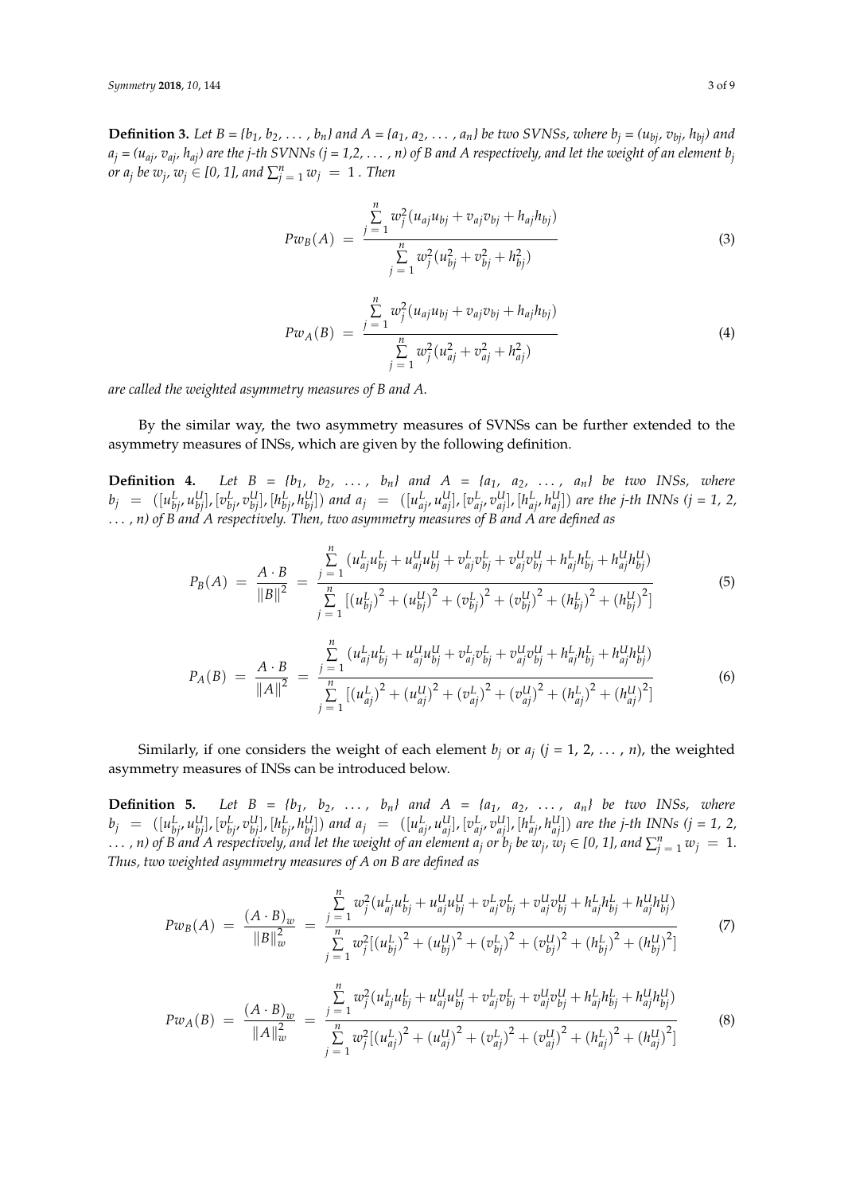**Definition 3.** *Let $B = \{b_1, b_2, \ldots, b_n\}$ and $A = \{a_1, a_2, \ldots, a_n\}$ be two SVNSs, where $b_j = (u_{bj}, v_{bj}, h_{bj})$ and $a_j = (u_{aj}, v_{aj}, h_{aj})$ are the j-th SVNNs ($j = 1,2, \ldots, n$) of B and A respectively, and let the weight of an element $b_j$ or $a_j$ be $w_j$, $w_j \in [0, 1]$, and $\sum_{j=1}^{n} w_j = 1$. Then*

$$
Pw_B(A) = \frac{\sum\limits_{j=1}^{n} w_j^2 (u_{aj}u_{bj} + v_{aj}v_{bj} + h_{aj}h_{bj})}{\sum\limits_{j=1}^{n} w_j^2 (u_{bj}^2 + v_{bj}^2 + h_{bj}^2)} \tag{3}
$$

$$
Pw_A(B) = \frac{\sum\limits_{j=1}^{n} w_j^2 (u_{aj}u_{bj} + v_{aj}v_{bj} + h_{aj}h_{bj})}{\sum\limits_{j=1}^{n} w_j^2 (u_{aj}^2 + v_{aj}^2 + h_{aj}^2)} \tag{4}
$$

*are called the weighted asymmetry measures of B and A.*

By the similar way, the two asymmetry measures of SVNSs can be further extended to the asymmetry measures of INSs, which are given by the following definition.

**Definition 4.** *Let $B = \{b_1, b_2, \ldots, b_n\}$ and $A = \{a_1, a_2, \ldots, a_n\}$ be two INSs, where $b_j = ([u_{bj}^L, u_{bj}^U], [v_{bj}^L, v_{bj}^U], [h_{bj}^L, h_{bj}^U])$ and $a_j = ([u_{aj}^L, u_{aj}^U], [v_{aj}^L, v_{aj}^U], [h_{aj}^L, h_{aj}^U])$ are the j-th INNs ($j = 1, 2, \ldots, n$) of B and A respectively. Then, two asymmetry measures of B and A are defined as*

$$
P_B(A) = \frac{A \cdot B}{\|B\|^2} = \frac{\sum\limits_{j=1}^{n} (u_{aj}^L u_{bj}^L + u_{aj}^U u_{bj}^U + v_{aj}^L v_{bj}^L + v_{aj}^U v_{bj}^U + h_{aj}^L h_{bj}^L + h_{aj}^U h_{bj}^U)}{\sum\limits_{j=1}^{n} [(u_{bj}^L)^2 + (u_{bj}^U)^2 + (v_{bj}^L)^2 + (v_{bj}^U)^2 + (h_{bj}^L)^2 + (h_{bj}^U)^2]} \tag{5}
$$

$$
P_A(B) = \frac{A \cdot B}{\|A\|^2} = \frac{\sum\limits_{j=1}^{n} (u_{aj}^L u_{bj}^L + u_{aj}^U u_{bj}^U + v_{aj}^L v_{bj}^L + v_{aj}^U v_{bj}^U + h_{aj}^L h_{bj}^L + h_{aj}^U h_{bj}^U)}{\sum\limits_{j=1}^{n} [(u_{aj}^L)^2 + (u_{aj}^U)^2 + (v_{aj}^L)^2 + (v_{aj}^U)^2 + (h_{aj}^L)^2 + (h_{aj}^U)^2]} \tag{6}
$$

Similarly, if one considers the weight of each element $b_j$ or $a_j$ ($j = 1, 2, \ldots, n$), the weighted asymmetry measures of INSs can be introduced below.

**Definition 5.** *Let $B = \{b_1, b_2, \ldots, b_n\}$ and $A = \{a_1, a_2, \ldots, a_n\}$ be two INSs, where $b_j = ([u_{bj}^L, u_{bj}^U], [v_{bj}^L, v_{bj}^U], [h_{bj}^L, h_{bj}^U])$ and $a_j = ([u_{aj}^L, u_{aj}^U], [v_{aj}^L, v_{aj}^U], [h_{aj}^L, h_{aj}^U])$ are the j-th INNs ($j = 1, 2, \ldots, n$) of B and A respectively, and let the weight of an element $a_j$ or $b_j$ be $w_j$, $w_j \in [0, 1]$, and $\sum_{j=1}^{n} w_j = 1$. Thus, two weighted asymmetry measures of A on B are defined as*

$$
Pw_B(A) = \frac{(A \cdot B)_w}{\|B\|_w^2} = \frac{\sum\limits_{j=1}^{n} w_j^2 (u_{aj}^L u_{bj}^L + u_{aj}^U u_{bj}^U + v_{aj}^L v_{bj}^L + v_{aj}^U v_{bj}^U + h_{aj}^L h_{bj}^L + h_{aj}^U h_{bj}^U)}{\sum\limits_{j=1}^{n} w_j^2 [(u_{bj}^L)^2 + (u_{bj}^U)^2 + (v_{bj}^L)^2 + (v_{bj}^U)^2 + (h_{bj}^L)^2 + (h_{bj}^U)^2]} \tag{7}
$$

$$
Pw_A(B) = \frac{(A \cdot B)_w}{\|A\|_w^2} = \frac{\sum\limits_{j=1}^{n} w_j^2 (u_{aj}^L u_{bj}^L + u_{aj}^U u_{bj}^U + v_{aj}^L v_{bj}^L + v_{aj}^U v_{bj}^U + h_{aj}^L h_{bj}^L + h_{aj}^U h_{bj}^U)}{\sum\limits_{j=1}^{n} w_j^2 [(u_{aj}^L)^2 + (u_{aj}^U)^2 + (v_{aj}^L)^2 + (v_{aj}^U)^2 + (h_{aj}^L)^2 + (h_{aj}^U)^2]} \tag{8}
$$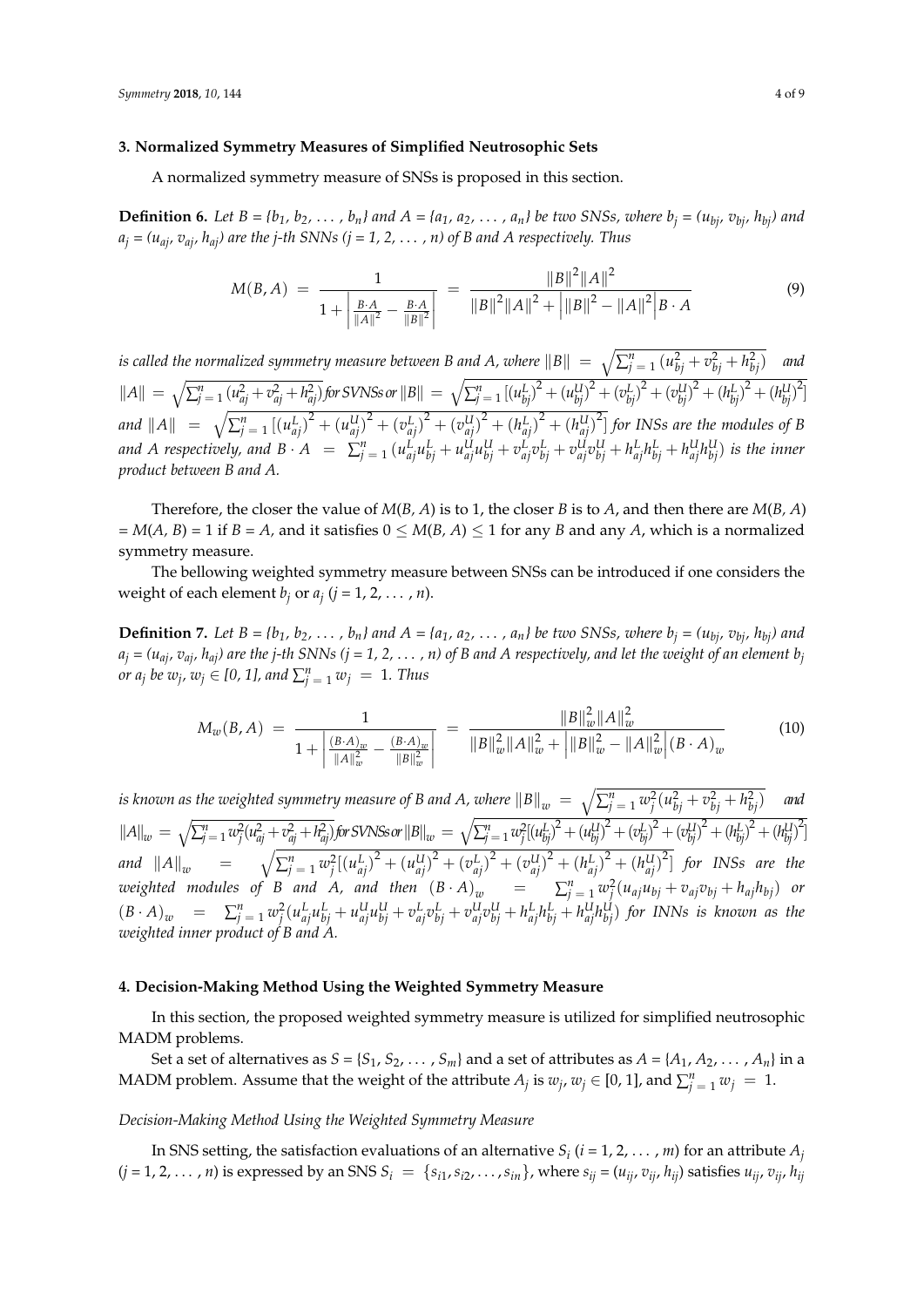## 3. Normalized Symmetry Measures of Simplified Neutrosophic Sets

A normalized symmetry measure of SNSs is proposed in this section.

**Definition 6.** *Let B = {$b_1$, $b_2$, … , $b_n$} and A = {$a_1$, $a_2$, … , $a_n$} be two SNSs, where $b_j$ = ($u_{bj}$, $v_{bj}$, $h_{bj}$) and $a_j$ = ($u_{aj}$, $v_{aj}$, $h_{aj}$) are the j-th SNNs (j = 1, 2, … , n) of B and A respectively. Thus*

$$M(B,A) = \frac{1}{1+\left|\frac{B\cdot A}{\|A\|^2}-\frac{B\cdot A}{\|B\|^2}\right|} = \frac{\|B\|^2\|A\|^2}{\|B\|^2\|A\|^2+\left|\|B\|^2-\|A\|^2\right|B\cdot A} \tag{9}$$

*is called the normalized symmetry measure between B and A, where $\|B\| = \sqrt{\sum_{j=1}^{n}(u_{bj}^2+v_{bj}^2+h_{bj}^2)}$ and $\|A\| = \sqrt{\sum_{j=1}^{n}(u_{aj}^2+v_{aj}^2+h_{aj}^2)}$ for SVNSs or $\|B\| = \sqrt{\sum_{j=1}^{n}[(u_{bj}^L)^2+(u_{bj}^U)^2+(v_{bj}^L)^2+(v_{bj}^U)^2+(h_{bj}^L)^2+(h_{bj}^U)^2]}$ and $\|A\| = \sqrt{\sum_{j=1}^{n}[(u_{aj}^L)^2+(u_{aj}^U)^2+(v_{aj}^L)^2+(v_{aj}^U)^2+(h_{aj}^L)^2+(h_{aj}^U)^2]}$ for INSs are the modules of B and A respectively, and $B\cdot A = \sum_{j=1}^{n}(u_{aj}^L u_{bj}^L+u_{aj}^U u_{bj}^U+v_{aj}^L v_{bj}^L+v_{aj}^U v_{bj}^U+h_{aj}^L h_{bj}^L+h_{aj}^U h_{bj}^U)$ is the inner product between B and A.*

Therefore, the closer the value of M(B, A) is to 1, the closer B is to A, and then there are M(B, A) = M(A, B) = 1 if B = A, and it satisfies 0 ≤ M(B, A) ≤ 1 for any B and any A, which is a normalized symmetry measure.

The bellowing weighted symmetry measure between SNSs can be introduced if one considers the weight of each element $b_j$ or $a_j$ (j = 1, 2, … , n).

**Definition 7.** *Let B = {$b_1$, $b_2$, … , $b_n$} and A = {$a_1$, $a_2$, … , $a_n$} be two SNSs, where $b_j$ = ($u_{bj}$, $v_{bj}$, $h_{bj}$) and $a_j$ = ($u_{aj}$, $v_{aj}$, $h_{aj}$) are the j-th SNNs (j = 1, 2, … , n) of B and A respectively, and let the weight of an element $b_j$ or $a_j$ be $w_j$, $w_j$ ∈ [0, 1], and $\sum_{j=1}^{n} w_j = 1$. Thus*

$$M_w(B,A) = \frac{1}{1+\left|\frac{(B\cdot A)_w}{\|A\|_w^2}-\frac{(B\cdot A)_w}{\|B\|_w^2}\right|} = \frac{\|B\|_w^2\|A\|_w^2}{\|B\|_w^2\|A\|_w^2+\left|\|B\|_w^2-\|A\|_w^2\right|(B\cdot A)_w} \tag{10}$$

*is known as the weighted symmetry measure of B and A, where $\|B\|_w = \sqrt{\sum_{j=1}^{n} w_j^2(u_{bj}^2+v_{bj}^2+h_{bj}^2)}$ and $\|A\|_w = \sqrt{\sum_{j=1}^{n} w_j^2(u_{aj}^2+v_{aj}^2+h_{aj}^2)}$ for SVNSs or $\|B\|_w = \sqrt{\sum_{j=1}^{n} w_j^2[(u_{bj}^L)^2+(u_{bj}^U)^2+(v_{bj}^L)^2+(v_{bj}^U)^2+(h_{bj}^L)^2+(h_{bj}^U)^2]}$ and $\|A\|_w = \sqrt{\sum_{j=1}^{n} w_j^2[(u_{aj}^L)^2+(u_{aj}^U)^2+(v_{aj}^L)^2+(v_{aj}^U)^2+(h_{aj}^L)^2+(h_{aj}^U)^2]}$ for INSs are the weighted modules of B and A, and then $(B\cdot A)_w = \sum_{j=1}^{n} w_j^2(u_{aj}u_{bj}+v_{aj}v_{bj}+h_{aj}h_{bj})$ or $(B\cdot A)_w = \sum_{j=1}^{n} w_j^2(u_{aj}^L u_{bj}^L+u_{aj}^U u_{bj}^U+v_{aj}^L v_{bj}^L+v_{aj}^U v_{bj}^U+h_{aj}^L h_{bj}^L+h_{aj}^U h_{bj}^U)$ for INNs is known as the weighted inner product of B and A.*

## 4. Decision-Making Method Using the Weighted Symmetry Measure

In this section, the proposed weighted symmetry measure is utilized for simplified neutrosophic MADM problems.

Set a set of alternatives as S = {$S_1$, $S_2$, … , $S_m$} and a set of attributes as A = {$A_1$, $A_2$, … , $A_n$} in a MADM problem. Assume that the weight of the attribute $A_j$ is $w_j$, $w_j$ ∈ [0, 1], and $\sum_{j=1}^{n} w_j = 1$.

*Decision-Making Method Using the Weighted Symmetry Measure*

In SNS setting, the satisfaction evaluations of an alternative $S_i$ (i = 1, 2, … , m) for an attribute $A_j$ (j = 1, 2, … , n) is expressed by an SNS $S_i = \{s_{i1}, s_{i2}, \ldots, s_{in}\}$, where $s_{ij}$ = ($u_{ij}$, $v_{ij}$, $h_{ij}$) satisfies $u_{ij}$, $v_{ij}$, $h_{ij}$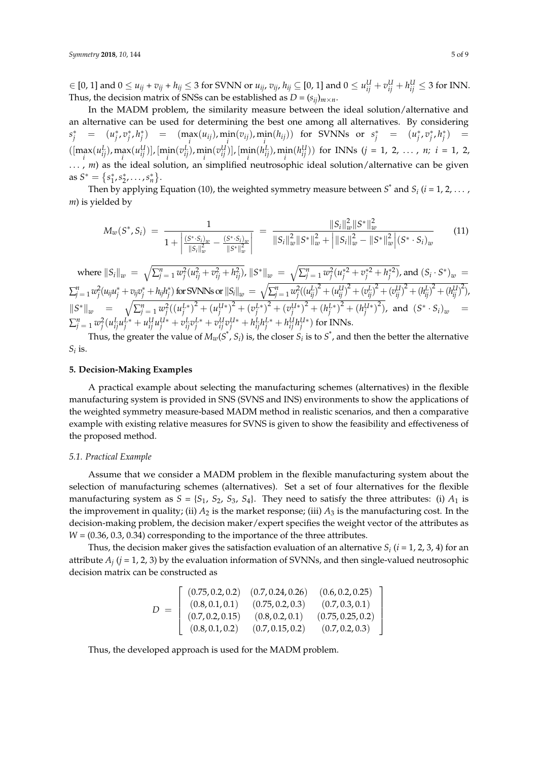$\in$ [0, 1] and $0 \leq u_{ij} + v_{ij} + h_{ij} \leq 3$ for SVNN or $u_{ij}, v_{ij}, h_{ij} \subseteq [0, 1]$ and $0 \leq u_{ij}^U + v_{ij}^U + h_{ij}^U \leq 3$ for INN. Thus, the decision matrix of SNSs can be established as $D = (s_{ij})_{m \times n}$.

In the MADM problem, the similarity measure between the ideal solution/alternative and an alternative can be used for determining the best one among all alternatives. By considering $s_j^* = (u_j^*, v_j^*, h_j^*) = (\max_i(u_{ij}), \min_i(v_{ij}), \min_i(h_{ij}))$ for SVNNs or $s_j^* = (u_j^*, v_j^*, h_j^*) = ([\max_i(u_{ij}^L), \max_i(u_{ij}^U)], [\min_i(v_{ij}^L), \min_i(v_{ij}^U)], [\min_i(h_{ij}^L), \min_i(h_{ij}^U)])$ for INNs ($j$ = 1, 2, ..., $n$; $i$ = 1, 2, ..., $m$) as the ideal solution, an simplified neutrosophic ideal solution/alternative can be given as $S^* = \{s_1^*, s_2^*, \ldots, s_n^*\}$.

Then by applying Equation (10), the weighted symmetry measure between $S^*$ and $S_i$ ($i$ = 1, 2, ..., $m$) is yielded by

$$M_w(S^*, S_i) = \frac{1}{1 + \left| \frac{(S^* \cdot S_i)_w}{\|S_i\|_w^2} - \frac{(S^* \cdot S_i)_w}{\|S^*\|_w^2} \right|} = \frac{\|S_i\|_w^2 \|S^*\|_w^2}{\|S_i\|_w^2 \|S^*\|_w^2 + \left| \|S_i\|_w^2 - \|S^*\|_w^2 \right| (S^* \cdot S_i)_w} \tag{11}$$

where $\|S_i\|_w = \sqrt{\sum_{j=1}^n w_j^2 (u_{ij}^2 + v_{ij}^2 + h_{ij}^2)}$, $\|S^*\|_w = \sqrt{\sum_{j=1}^n w_j^2 (u_j^{*2} + v_j^{*2} + h_j^{*2})}$, and $(S_i \cdot S^*)_w = \sum_{j=1}^n w_j^2 (u_{ij} u_j^* + v_{ij} v_j^* + h_{ij} h_j^*)$ for SVNNs or $\|S_i\|_w = \sqrt{\sum_{j=1}^n w_j^2 ((u_{ij}^L)^2 + (u_{ij}^U)^2 + (v_{ij}^L)^2 + (v_{ij}^U)^2 + (h_{ij}^L)^2 + (h_{ij}^U)^2)}$, $\|S^*\|_w = \sqrt{\sum_{j=1}^n w_j^2 ((u_j^{L*})^2 + (u_j^{U*})^2 + (v_j^{L*})^2 + (v_j^{U*})^2 + (h_j^{L*})^2 + (h_j^{U*})^2)}$, and $(S^* \cdot S_i)_w = \sum_{j=1}^n w_j^2 (u_{ij}^L u_j^{L*} + u_{ij}^U u_j^{U*} + v_{ij}^L v_j^{L*} + v_{ij}^U v_j^{U*} + h_{ij}^L h_j^{L*} + h_{ij}^U h_j^{U*})$ for INNs.

Thus, the greater the value of $M_w(S^*, S_i)$ is, the closer $S_i$ is to $S^*$, and then the better the alternative $S_i$ is.

## 5. Decision-Making Examples

A practical example about selecting the manufacturing schemes (alternatives) in the flexible manufacturing system is provided in SNS (SVNS and INS) environments to show the applications of the weighted symmetry measure-based MADM method in realistic scenarios, and then a comparative example with existing relative measures for SVNS is given to show the feasibility and effectiveness of the proposed method.

### 5.1. Practical Example

Assume that we consider a MADM problem in the flexible manufacturing system about the selection of manufacturing schemes (alternatives). Set a set of four alternatives for the flexible manufacturing system as $S = \{S_1, S_2, S_3, S_4\}$. They need to satisfy the three attributes: (i) $A_1$ is the improvement in quality; (ii) $A_2$ is the market response; (iii) $A_3$ is the manufacturing cost. In the decision-making problem, the decision maker/expert specifies the weight vector of the attributes as $W$ = (0.36, 0.3, 0.34) corresponding to the importance of the three attributes.

Thus, the decision maker gives the satisfaction evaluation of an alternative $S_i$ ($i$ = 1, 2, 3, 4) for an attribute $A_j$ ($j$ = 1, 2, 3) by the evaluation information of SVNNs, and then single-valued neutrosophic decision matrix can be constructed as

$$D = \begin{bmatrix} (0.75, 0.2, 0.2) & (0.7, 0.24, 0.26) & (0.6, 0.2, 0.25) \\ (0.8, 0.1, 0.1) & (0.75, 0.2, 0.3) & (0.7, 0.3, 0.1) \\ (0.7, 0.2, 0.15) & (0.8, 0.2, 0.1) & (0.75, 0.25, 0.2) \\ (0.8, 0.1, 0.2) & (0.7, 0.15, 0.2) & (0.7, 0.2, 0.3) \end{bmatrix}$$

Thus, the developed approach is used for the MADM problem.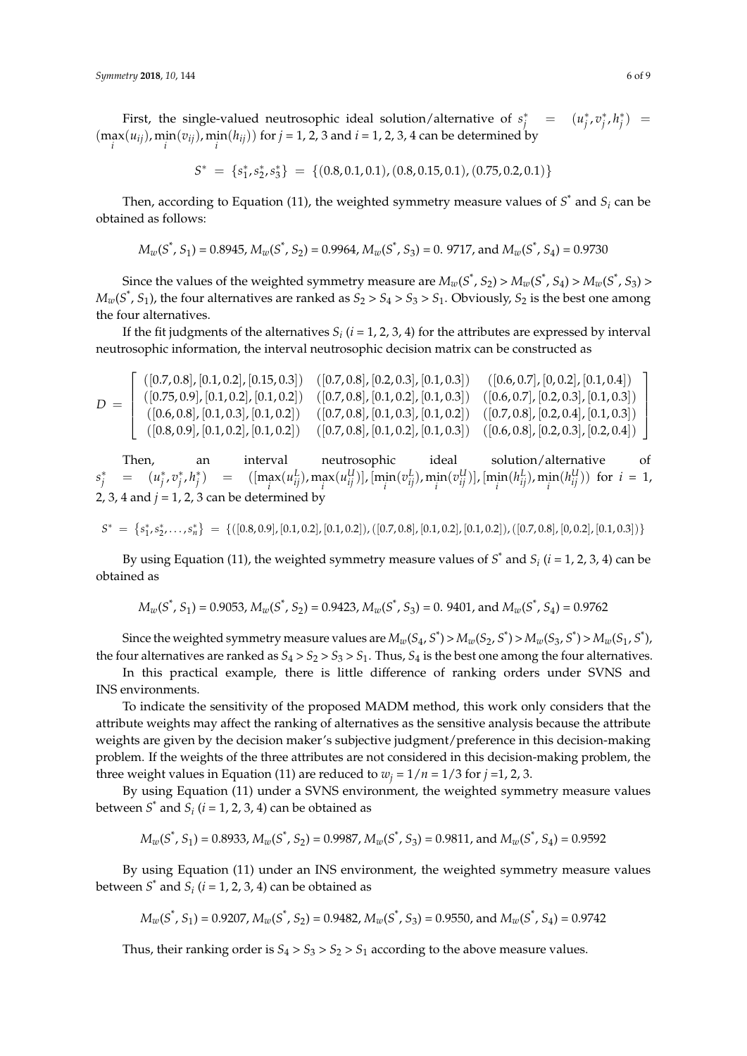First, the single-valued neutrosophic ideal solution/alternative of $s_j^* = (u_j^*, v_j^*, h_j^*) = (\max_i(u_{ij}), \min_i(v_{ij}), \min_i(h_{ij}))$ for $j$ = 1, 2, 3 and $i$ = 1, 2, 3, 4 can be determined by

$$S^* = \{s_1^*, s_2^*, s_3^*\} = \{(0.8, 0.1, 0.1), (0.8, 0.15, 0.1), (0.75, 0.2, 0.1)\}$$

Then, according to Equation (11), the weighted symmetry measure values of $S^*$ and $S_i$ can be obtained as follows:

$$M_w(S^*, S_1) = 0.8945, M_w(S^*, S_2) = 0.9964, M_w(S^*, S_3) = 0.\ 9717, \text{ and } M_w(S^*, S_4) = 0.9730$$

Since the values of the weighted symmetry measure are $M_w(S^*, S_2) > M_w(S^*, S_4) > M_w(S^*, S_3) > M_w(S^*, S_1)$, the four alternatives are ranked as $S_2 > S_4 > S_3 > S_1$. Obviously, $S_2$ is the best one among the four alternatives.

If the fit judgments of the alternatives $S_i$ ($i$ = 1, 2, 3, 4) for the attributes are expressed by interval neutrosophic information, the interval neutrosophic decision matrix can be constructed as

$$D = \begin{bmatrix} ([0.7, 0.8], [0.1, 0.2], [0.15, 0.3]) & ([0.7, 0.8], [0.2, 0.3], [0.1, 0.3]) & ([0.6, 0.7], [0, 0.2], [0.1, 0.4]) \\ ([0.75, 0.9], [0.1, 0.2], [0.1, 0.2]) & ([0.7, 0.8], [0.1, 0.2], [0.1, 0.3]) & ([0.6, 0.7], [0.2, 0.3], [0.1, 0.3]) \\ ([0.6, 0.8], [0.1, 0.3], [0.1, 0.2]) & ([0.7, 0.8], [0.1, 0.3], [0.1, 0.2]) & ([0.7, 0.8], [0.2, 0.4], [0.1, 0.3]) \\ ([0.8, 0.9], [0.1, 0.2], [0.1, 0.2]) & ([0.7, 0.8], [0.1, 0.2], [0.1, 0.3]) & ([0.6, 0.8], [0.2, 0.3], [0.2, 0.4]) \end{bmatrix}$$

Then, an interval neutrosophic ideal solution/alternative of $s_j^* = (u_j^*, v_j^*, h_j^*) = ([\max_i(u_{ij}^L), \max_i(u_{ij}^U)], [\min_i(v_{ij}^L), \min_i(v_{ij}^U)], [\min_i(h_{ij}^L), \min_i(h_{ij}^U))$ for $i$ = 1, 2, 3, 4 and $j$ = 1, 2, 3 can be determined by

$$S^* = \{s_1^*, s_2^*, \ldots, s_n^*\} = \{([0.8, 0.9], [0.1, 0.2], [0.1, 0.2]), ([0.7, 0.8], [0.1, 0.2], [0.1, 0.2]), ([0.7, 0.8], [0, 0.2], [0.1, 0.3])\}$$

By using Equation (11), the weighted symmetry measure values of $S^*$ and $S_i$ ($i$ = 1, 2, 3, 4) can be obtained as

$$M_w(S^*, S_1) = 0.9053, M_w(S^*, S_2) = 0.9423, M_w(S^*, S_3) = 0.\ 9401, \text{ and } M_w(S^*, S_4) = 0.9762$$

Since the weighted symmetry measure values are $M_w(S_4, S^*) > M_w(S_2, S^*) > M_w(S_3, S^*) > M_w(S_1, S^*)$, the four alternatives are ranked as $S_4 > S_2 > S_3 > S_1$. Thus, $S_4$ is the best one among the four alternatives.

In this practical example, there is little difference of ranking orders under SVNS and INS environments.

To indicate the sensitivity of the proposed MADM method, this work only considers that the attribute weights may affect the ranking of alternatives as the sensitive analysis because the attribute weights are given by the decision maker's subjective judgment/preference in this decision-making problem. If the weights of the three attributes are not considered in this decision-making problem, the three weight values in Equation (11) are reduced to $w_j = 1/n = 1/3$ for $j$ =1, 2, 3.

By using Equation (11) under a SVNS environment, the weighted symmetry measure values between $S^*$ and $S_i$ ($i$ = 1, 2, 3, 4) can be obtained as

$$M_w(S^*, S_1) = 0.8933, M_w(S^*, S_2) = 0.9987, M_w(S^*, S_3) = 0.9811, \text{ and } M_w(S^*, S_4) = 0.9592$$

By using Equation (11) under an INS environment, the weighted symmetry measure values between $S^*$ and $S_i$ ($i$ = 1, 2, 3, 4) can be obtained as

$$M_w(S^*, S_1) = 0.9207, M_w(S^*, S_2) = 0.9482, M_w(S^*, S_3) = 0.9550, \text{ and } M_w(S^*, S_4) = 0.9742$$

Thus, their ranking order is $S_4 > S_3 > S_2 > S_1$ according to the above measure values.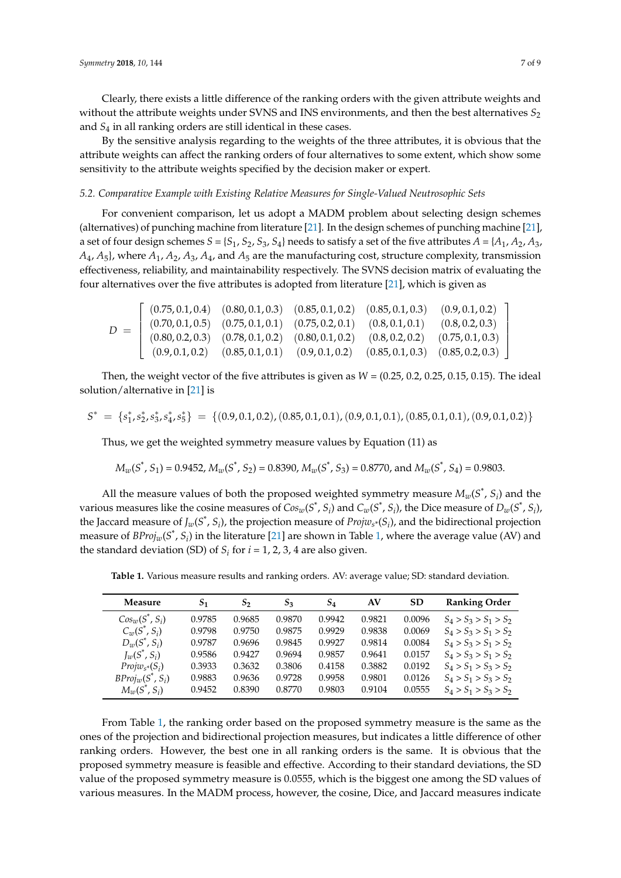Clearly, there exists a little difference of the ranking orders with the given attribute weights and without the attribute weights under SVNS and INS environments, and then the best alternatives $S_2$ and $S_4$ in all ranking orders are still identical in these cases.

By the sensitive analysis regarding to the weights of the three attributes, it is obvious that the attribute weights can affect the ranking orders of four alternatives to some extent, which show some sensitivity to the attribute weights specified by the decision maker or expert.

### 5.2. Comparative Example with Existing Relative Measures for Single-Valued Neutrosophic Sets

For convenient comparison, let us adopt a MADM problem about selecting design schemes (alternatives) of punching machine from literature [21]. In the design schemes of punching machine [21], a set of four design schemes $S = \{S_1, S_2, S_3, S_4\}$ needs to satisfy a set of the five attributes $A = \{A_1, A_2, A_3, A_4, A_5\}$, where $A_1$, $A_2$, $A_3$, $A_4$, and $A_5$ are the manufacturing cost, structure complexity, transmission effectiveness, reliability, and maintainability respectively. The SVNS decision matrix of evaluating the four alternatives over the five attributes is adopted from literature [21], which is given as

$$D = \begin{bmatrix} (0.75, 0.1, 0.4) & (0.80, 0.1, 0.3) & (0.85, 0.1, 0.2) & (0.85, 0.1, 0.3) & (0.9, 0.1, 0.2) \\ (0.70, 0.1, 0.5) & (0.75, 0.1, 0.1) & (0.75, 0.2, 0.1) & (0.8, 0.1, 0.1) & (0.8, 0.2, 0.3) \\ (0.80, 0.2, 0.3) & (0.78, 0.1, 0.2) & (0.80, 0.1, 0.2) & (0.8, 0.2, 0.2) & (0.75, 0.1, 0.3) \\ (0.9, 0.1, 0.2) & (0.85, 0.1, 0.1) & (0.9, 0.1, 0.2) & (0.85, 0.1, 0.3) & (0.85, 0.2, 0.3) \end{bmatrix}$$

Then, the weight vector of the five attributes is given as $W = (0.25, 0.2, 0.25, 0.15, 0.15)$. The ideal solution/alternative in [21] is

$$S^* = \{s_1^*, s_2^*, s_3^*, s_4^*, s_5^*\} = \{(0.9, 0.1, 0.2), (0.85, 0.1, 0.1), (0.9, 0.1, 0.1), (0.85, 0.1, 0.1), (0.9, 0.1, 0.2)\}$$

Thus, we get the weighted symmetry measure values by Equation (11) as

$$M_w(S^*, S_1) = 0.9452,\ M_w(S^*, S_2) = 0.8390,\ M_w(S^*, S_3) = 0.8770, \text{ and } M_w(S^*, S_4) = 0.9803.$$

All the measure values of both the proposed weighted symmetry measure $M_w(S^*, S_i)$ and the various measures like the cosine measures of $Cos_w(S^*, S_i)$ and $C_w(S^*, S_i)$, the Dice measure of $D_w(S^*, S_i)$, the Jaccard measure of $J_w(S^*, S_i)$, the projection measure of $Projw_{s^*}(S_i)$, and the bidirectional projection measure of $BProj_w(S^*, S_i)$ in the literature [21] are shown in Table 1, where the average value (AV) and the standard deviation (SD) of $S_i$ for $i = 1, 2, 3, 4$ are also given.

**Table 1.** Various measure results and ranking orders. AV: average value; SD: standard deviation.

| Measure | $S_1$ | $S_2$ | $S_3$ | $S_4$ | AV | SD | Ranking Order |
|---|---|---|---|---|---|---|---|
| $Cos_w(S^*, S_i)$ | 0.9785 | 0.9685 | 0.9870 | 0.9942 | 0.9821 | 0.0096 | $S_4 > S_3 > S_1 > S_2$ |
| $C_w(S^*, S_i)$ | 0.9798 | 0.9750 | 0.9875 | 0.9929 | 0.9838 | 0.0069 | $S_4 > S_3 > S_1 > S_2$ |
| $D_w(S^*, S_i)$ | 0.9787 | 0.9696 | 0.9845 | 0.9927 | 0.9814 | 0.0084 | $S_4 > S_3 > S_1 > S_2$ |
| $J_w(S^*, S_i)$ | 0.9586 | 0.9427 | 0.9694 | 0.9857 | 0.9641 | 0.0157 | $S_4 > S_3 > S_1 > S_2$ |
| $Projw_{s^*}(S_i)$ | 0.3933 | 0.3632 | 0.3806 | 0.4158 | 0.3882 | 0.0192 | $S_4 > S_1 > S_3 > S_2$ |
| $BProj_w(S^*, S_i)$ | 0.9883 | 0.9636 | 0.9728 | 0.9958 | 0.9801 | 0.0126 | $S_4 > S_1 > S_3 > S_2$ |
| $M_w(S^*, S_i)$ | 0.9452 | 0.8390 | 0.8770 | 0.9803 | 0.9104 | 0.0555 | $S_4 > S_1 > S_3 > S_2$ |

From Table 1, the ranking order based on the proposed symmetry measure is the same as the ones of the projection and bidirectional projection measures, but indicates a little difference of other ranking orders. However, the best one in all ranking orders is the same. It is obvious that the proposed symmetry measure is feasible and effective. According to their standard deviations, the SD value of the proposed symmetry measure is 0.0555, which is the biggest one among the SD values of various measures. In the MADM process, however, the cosine, Dice, and Jaccard measures indicate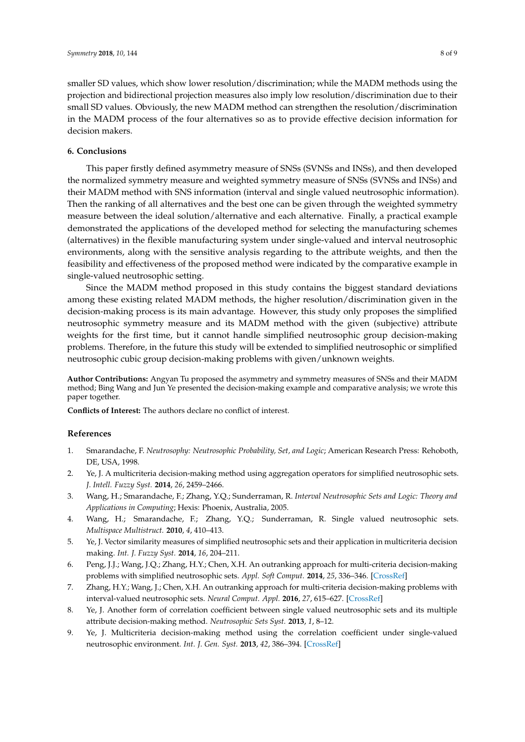smaller SD values, which show lower resolution/discrimination; while the MADM methods using the projection and bidirectional projection measures also imply low resolution/discrimination due to their small SD values. Obviously, the new MADM method can strengthen the resolution/discrimination in the MADM process of the four alternatives so as to provide effective decision information for decision makers.

## 6. Conclusions

This paper firstly defined asymmetry measure of SNSs (SVNSs and INSs), and then developed the normalized symmetry measure and weighted symmetry measure of SNSs (SVNSs and INSs) and their MADM method with SNS information (interval and single valued neutrosophic information). Then the ranking of all alternatives and the best one can be given through the weighted symmetry measure between the ideal solution/alternative and each alternative. Finally, a practical example demonstrated the applications of the developed method for selecting the manufacturing schemes (alternatives) in the flexible manufacturing system under single-valued and interval neutrosophic environments, along with the sensitive analysis regarding to the attribute weights, and then the feasibility and effectiveness of the proposed method were indicated by the comparative example in single-valued neutrosophic setting.

Since the MADM method proposed in this study contains the biggest standard deviations among these existing related MADM methods, the higher resolution/discrimination given in the decision-making process is its main advantage. However, this study only proposes the simplified neutrosophic symmetry measure and its MADM method with the given (subjective) attribute weights for the first time, but it cannot handle simplified neutrosophic group decision-making problems. Therefore, in the future this study will be extended to simplified neutrosophic or simplified neutrosophic cubic group decision-making problems with given/unknown weights.

**Author Contributions:** Angyan Tu proposed the asymmetry and symmetry measures of SNSs and their MADM method; Bing Wang and Jun Ye presented the decision-making example and comparative analysis; we wrote this paper together.

**Conflicts of Interest:** The authors declare no conflict of interest.

## References

1. Smarandache, F. *Neutrosophy: Neutrosophic Probability, Set, and Logic*; American Research Press: Rehoboth, DE, USA, 1998.
2. Ye, J. A multicriteria decision-making method using aggregation operators for simplified neutrosophic sets. *J. Intell. Fuzzy Syst.* **2014**, *26*, 2459–2466.
3. Wang, H.; Smarandache, F.; Zhang, Y.Q.; Sunderraman, R. *Interval Neutrosophic Sets and Logic: Theory and Applications in Computing*; Hexis: Phoenix, Australia, 2005.
4. Wang, H.; Smarandache, F.; Zhang, Y.Q.; Sunderraman, R. Single valued neutrosophic sets. *Multispace Multistruct.* **2010**, *4*, 410–413.
5. Ye, J. Vector similarity measures of simplified neutrosophic sets and their application in multicriteria decision making. *Int. J. Fuzzy Syst.* **2014**, *16*, 204–211.
6. Peng, J.J.; Wang, J.Q.; Zhang, H.Y.; Chen, X.H. An outranking approach for multi-criteria decision-making problems with simplified neutrosophic sets. *Appl. Soft Comput.* **2014**, *25*, 336–346. [CrossRef]
7. Zhang, H.Y.; Wang, J.; Chen, X.H. An outranking approach for multi-criteria decision-making problems with interval-valued neutrosophic sets. *Neural Comput. Appl.* **2016**, *27*, 615–627. [CrossRef]
8. Ye, J. Another form of correlation coefficient between single valued neutrosophic sets and its multiple attribute decision-making method. *Neutrosophic Sets Syst.* **2013**, *1*, 8–12.
9. Ye, J. Multicriteria decision-making method using the correlation coefficient under single-valued neutrosophic environment. *Int. J. Gen. Syst.* **2013**, *42*, 386–394. [CrossRef]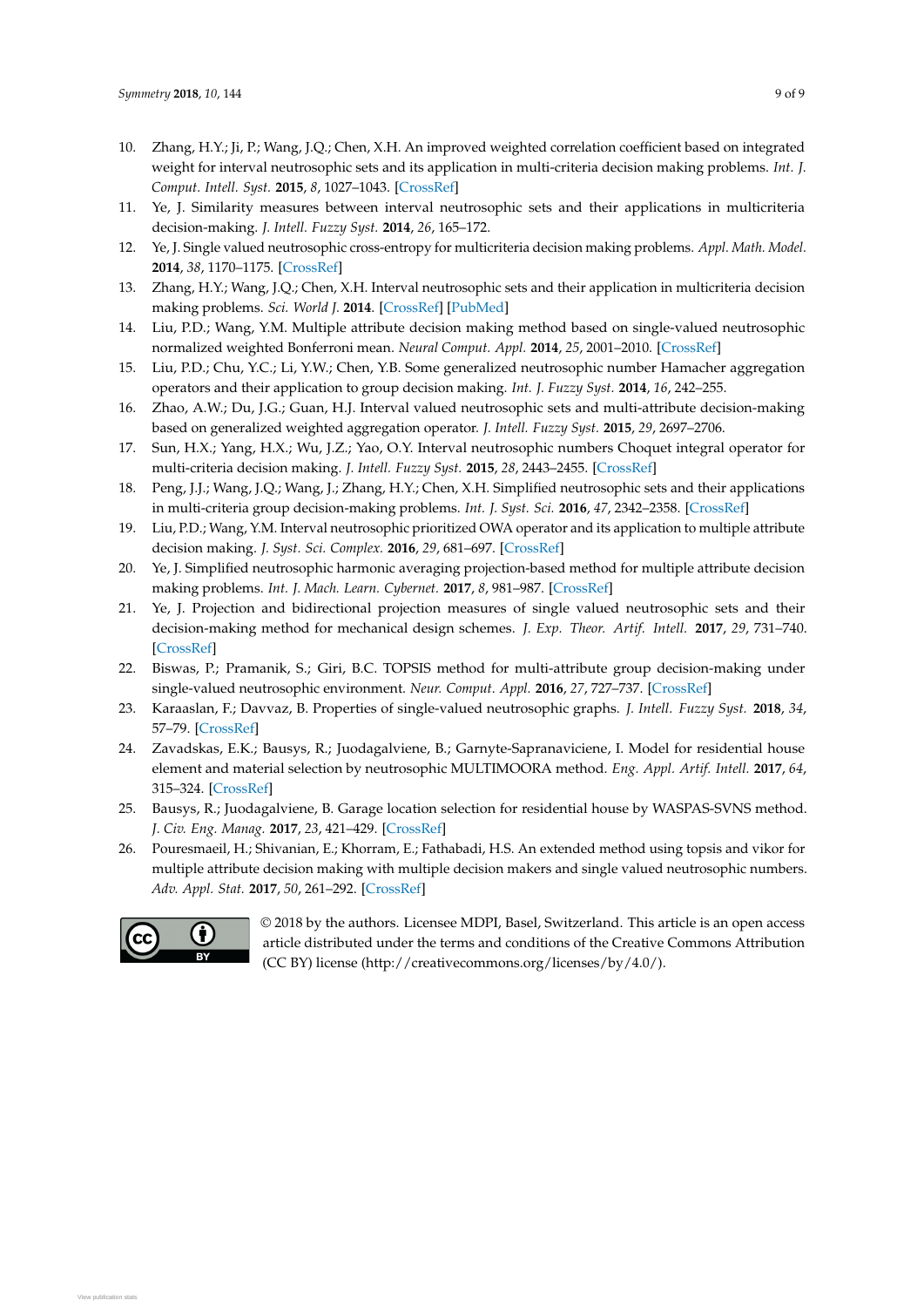10. Zhang, H.Y.; Ji, P.; Wang, J.Q.; Chen, X.H. An improved weighted correlation coefficient based on integrated weight for interval neutrosophic sets and its application in multi-criteria decision making problems. *Int. J. Comput. Intell. Syst.* **2015**, *8*, 1027–1043. [CrossRef]
11. Ye, J. Similarity measures between interval neutrosophic sets and their applications in multicriteria decision-making. *J. Intell. Fuzzy Syst.* **2014**, *26*, 165–172.
12. Ye, J. Single valued neutrosophic cross-entropy for multicriteria decision making problems. *Appl. Math. Model.* **2014**, *38*, 1170–1175. [CrossRef]
13. Zhang, H.Y.; Wang, J.Q.; Chen, X.H. Interval neutrosophic sets and their application in multicriteria decision making problems. *Sci. World J.* **2014**. [CrossRef] [PubMed]
14. Liu, P.D.; Wang, Y.M. Multiple attribute decision making method based on single-valued neutrosophic normalized weighted Bonferroni mean. *Neural Comput. Appl.* **2014**, *25*, 2001–2010. [CrossRef]
15. Liu, P.D.; Chu, Y.C.; Li, Y.W.; Chen, Y.B. Some generalized neutrosophic number Hamacher aggregation operators and their application to group decision making. *Int. J. Fuzzy Syst.* **2014**, *16*, 242–255.
16. Zhao, A.W.; Du, J.G.; Guan, H.J. Interval valued neutrosophic sets and multi-attribute decision-making based on generalized weighted aggregation operator. *J. Intell. Fuzzy Syst.* **2015**, *29*, 2697–2706.
17. Sun, H.X.; Yang, H.X.; Wu, J.Z.; Yao, O.Y. Interval neutrosophic numbers Choquet integral operator for multi-criteria decision making. *J. Intell. Fuzzy Syst.* **2015**, *28*, 2443–2455. [CrossRef]
18. Peng, J.J.; Wang, J.Q.; Wang, J.; Zhang, H.Y.; Chen, X.H. Simplified neutrosophic sets and their applications in multi-criteria group decision-making problems. *Int. J. Syst. Sci.* **2016**, *47*, 2342–2358. [CrossRef]
19. Liu, P.D.; Wang, Y.M. Interval neutrosophic prioritized OWA operator and its application to multiple attribute decision making. *J. Syst. Sci. Complex.* **2016**, *29*, 681–697. [CrossRef]
20. Ye, J. Simplified neutrosophic harmonic averaging projection-based method for multiple attribute decision making problems. *Int. J. Mach. Learn. Cybernet.* **2017**, *8*, 981–987. [CrossRef]
21. Ye, J. Projection and bidirectional projection measures of single valued neutrosophic sets and their decision-making method for mechanical design schemes. *J. Exp. Theor. Artif. Intell.* **2017**, *29*, 731–740. [CrossRef]
22. Biswas, P.; Pramanik, S.; Giri, B.C. TOPSIS method for multi-attribute group decision-making under single-valued neutrosophic environment. *Neur. Comput. Appl.* **2016**, *27*, 727–737. [CrossRef]
23. Karaaslan, F.; Davvaz, B. Properties of single-valued neutrosophic graphs. *J. Intell. Fuzzy Syst.* **2018**, *34*, 57–79. [CrossRef]
24. Zavadskas, E.K.; Bausys, R.; Juodagalviene, B.; Garnyte-Sapranaviciene, I. Model for residential house element and material selection by neutrosophic MULTIMOORA method. *Eng. Appl. Artif. Intell.* **2017**, *64*, 315–324. [CrossRef]
25. Bausys, R.; Juodagalviene, B. Garage location selection for residential house by WASPAS-SVNS method. *J. Civ. Eng. Manag.* **2017**, *23*, 421–429. [CrossRef]
26. Pouresmaeil, H.; Shivanian, E.; Khorram, E.; Fathabadi, H.S. An extended method using topsis and vikor for multiple attribute decision making with multiple decision makers and single valued neutrosophic numbers. *Adv. Appl. Stat.* **2017**, *50*, 261–292. [CrossRef]

© 2018 by the authors. Licensee MDPI, Basel, Switzerland. This article is an open access article distributed under the terms and conditions of the Creative Commons Attribution (CC BY) license (http://creativecommons.org/licenses/by/4.0/).